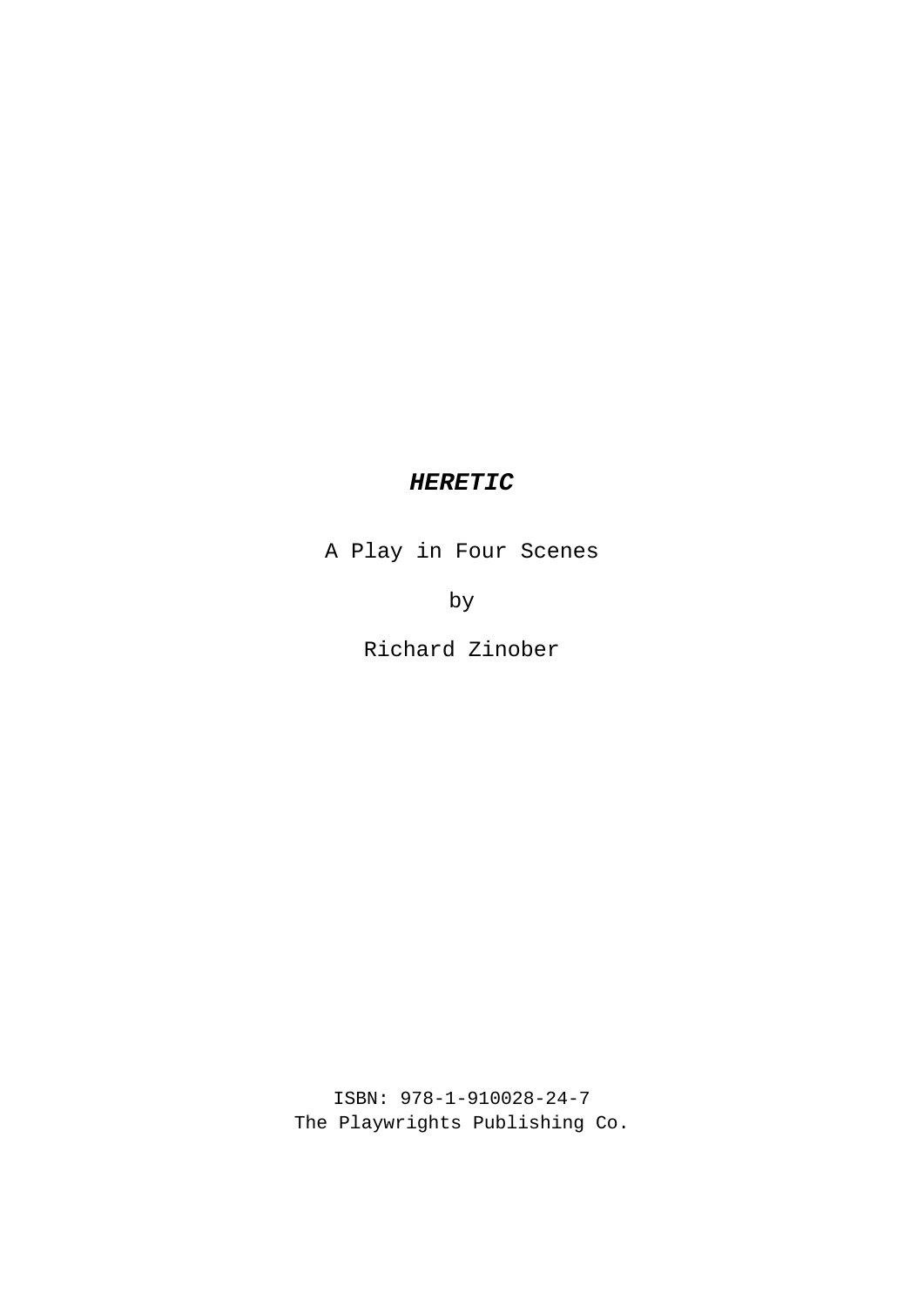# ***HERETIC***

A Play in Four Scenes

by

Richard Zinober

ISBN: 978-1-910028-24-7
The Playwrights Publishing Co.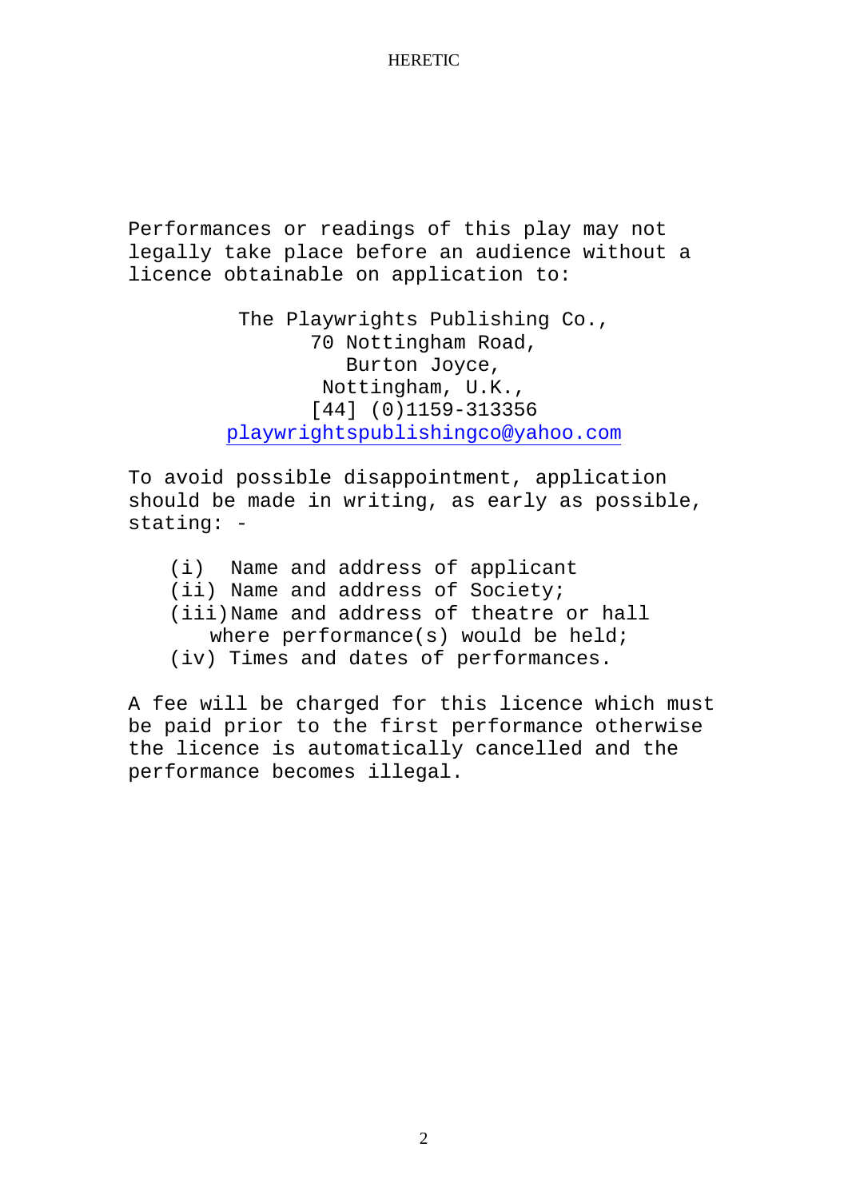Performances or readings of this play may not legally take place before an audience without a licence obtainable on application to:

The Playwrights Publishing Co.,
70 Nottingham Road,
Burton Joyce,
Nottingham, U.K.,
[44] (0)1159-313356
playwrightspublishingco@yahoo.com

To avoid possible disappointment, application should be made in writing, as early as possible, stating: -

(i) Name and address of applicant
(ii) Name and address of Society;
(iii) Name and address of theatre or hall where performance(s) would be held;
(iv) Times and dates of performances.

A fee will be charged for this licence which must be paid prior to the first performance otherwise the licence is automatically cancelled and the performance becomes illegal.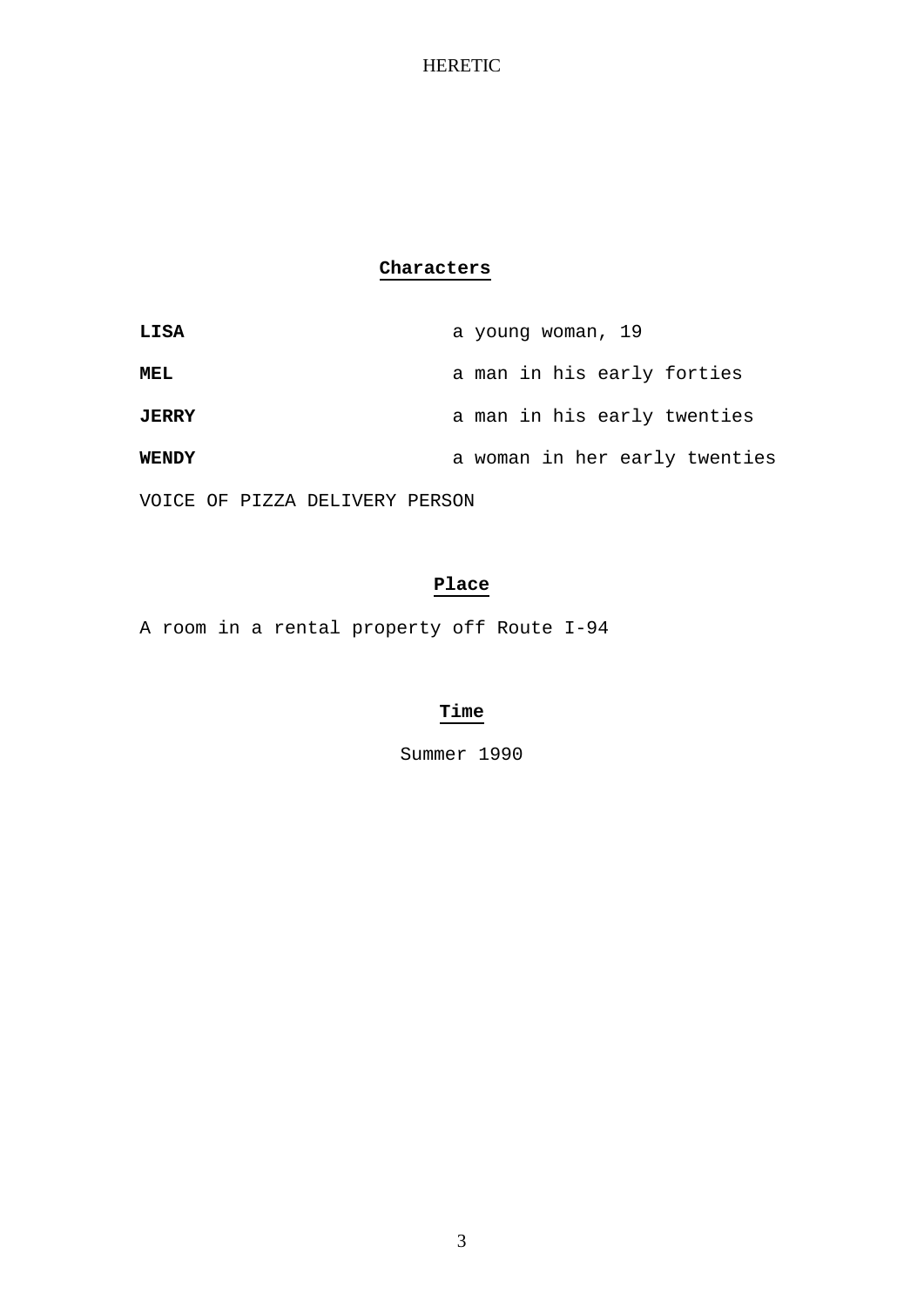## Characters

| | |
|---|---|
| **LISA** | a young woman, 19 |
| **MEL** | a man in his early forties |
| **JERRY** | a man in his early twenties |
| **WENDY** | a woman in her early twenties |

VOICE OF PIZZA DELIVERY PERSON

## Place

A room in a rental property off Route I-94

## Time

Summer 1990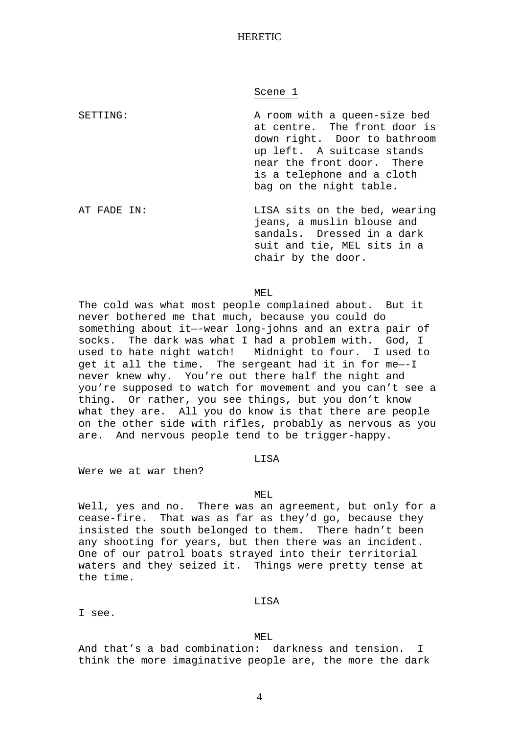Scene 1

SETTING: A room with a queen-size bed at centre. The front door is down right. Door to bathroom up left. A suitcase stands near the front door. There is a telephone and a cloth bag on the night table.

AT FADE IN: LISA sits on the bed, wearing jeans, a muslin blouse and sandals. Dressed in a dark suit and tie, MEL sits in a chair by the door.

MEL

The cold was what most people complained about. But it never bothered me that much, because you could do something about it—-wear long-johns and an extra pair of socks. The dark was what I had a problem with. God, I used to hate night watch! Midnight to four. I used to get it all the time. The sergeant had it in for me—-I never knew why. You're out there half the night and you're supposed to watch for movement and you can't see a thing. Or rather, you see things, but you don't know what they are. All you do know is that there are people on the other side with rifles, probably as nervous as you are. And nervous people tend to be trigger-happy.

LISA

Were we at war then?

MEL

Well, yes and no. There was an agreement, but only for a cease-fire. That was as far as they'd go, because they insisted the south belonged to them. There hadn't been any shooting for years, but then there was an incident. One of our patrol boats strayed into their territorial waters and they seized it. Things were pretty tense at the time.

LISA

I see.

MEL

And that's a bad combination: darkness and tension. I think the more imaginative people are, the more the dark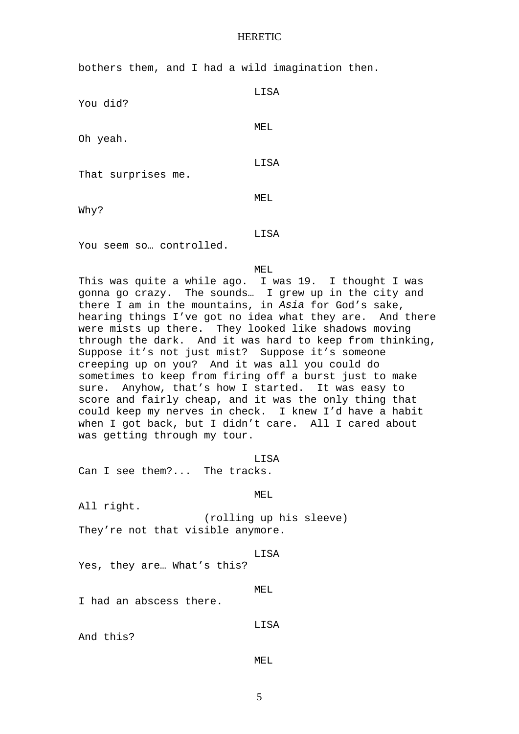bothers them, and I had a wild imagination then.

LISA

You did?

MEL

Oh yeah.

LISA

That surprises me.

MEL

Why?

LISA

You seem so… controlled.

MEL

This was quite a while ago.  I was 19.  I thought I was gonna go crazy.  The sounds…  I grew up in the city and there I am in the mountains, in *Asia* for God's sake, hearing things I've got no idea what they are.  And there were mists up there.  They looked like shadows moving through the dark.  And it was hard to keep from thinking, Suppose it's not just mist?  Suppose it's someone creeping up on you?  And it was all you could do sometimes to keep from firing off a burst just to make sure.  Anyhow, that's how I started.  It was easy to score and fairly cheap, and it was the only thing that could keep my nerves in check.  I knew I'd have a habit when I got back, but I didn't care.  All I cared about was getting through my tour.

LISA

Can I see them?...  The tracks.

MEL

All right.

(rolling up his sleeve)

They're not that visible anymore.

LISA

Yes, they are… What's this?

MEL

I had an abscess there.

LISA

And this?

MEL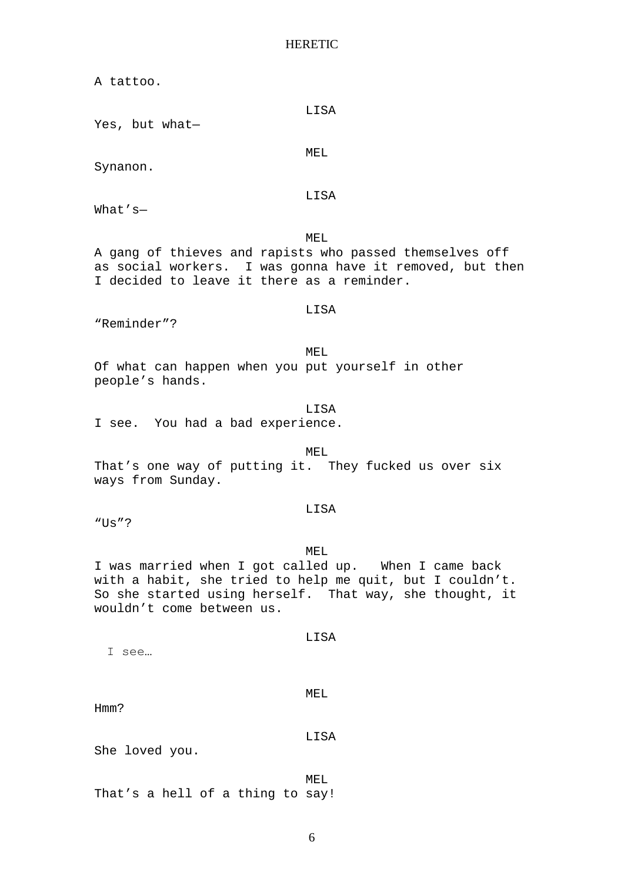A tattoo.

LISA

Yes, but what—

MEL

Synanon.

LISA

What's—

MEL

A gang of thieves and rapists who passed themselves off as social workers. I was gonna have it removed, but then I decided to leave it there as a reminder.

LISA

"Reminder"?

MEL

Of what can happen when you put yourself in other people's hands.

LISA

I see. You had a bad experience.

MEL

That's one way of putting it. They fucked us over six ways from Sunday.

LISA

"Us"?

MEL

I was married when I got called up. When I came back with a habit, she tried to help me quit, but I couldn't. So she started using herself. That way, she thought, it wouldn't come between us.

LISA

I see…

MEL

Hmm?

LISA

She loved you.

MEL

That's a hell of a thing to say!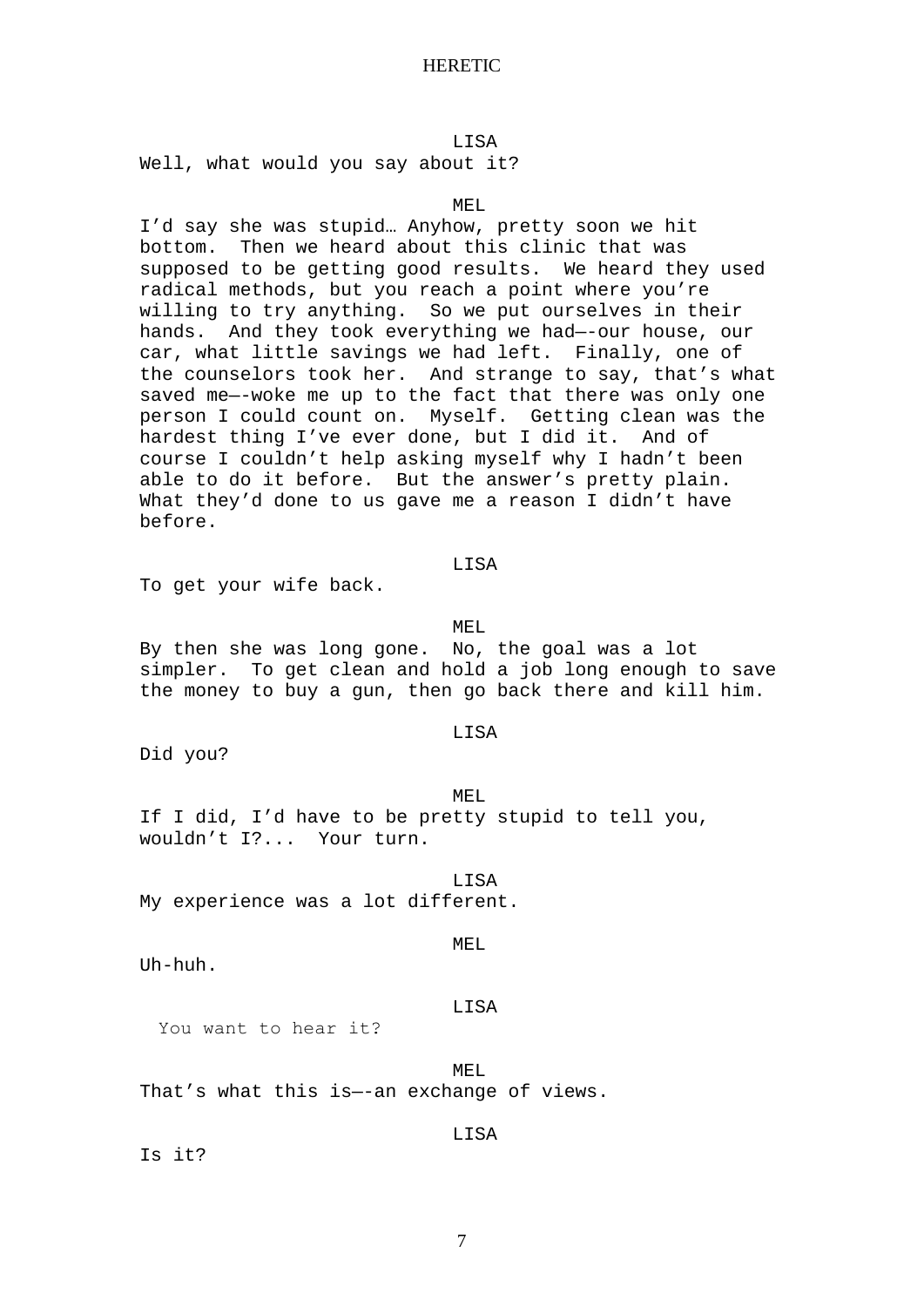LISA

Well, what would you say about it?

MEL

I'd say she was stupid… Anyhow, pretty soon we hit bottom. Then we heard about this clinic that was supposed to be getting good results. We heard they used radical methods, but you reach a point where you're willing to try anything. So we put ourselves in their hands. And they took everything we had—-our house, our car, what little savings we had left. Finally, one of the counselors took her. And strange to say, that's what saved me—-woke me up to the fact that there was only one person I could count on. Myself. Getting clean was the hardest thing I've ever done, but I did it. And of course I couldn't help asking myself why I hadn't been able to do it before. But the answer's pretty plain. What they'd done to us gave me a reason I didn't have before.

LISA

To get your wife back.

MEL

By then she was long gone. No, the goal was a lot simpler. To get clean and hold a job long enough to save the money to buy a gun, then go back there and kill him.

LISA

Did you?

MEL

If I did, I'd have to be pretty stupid to tell you, wouldn't I?... Your turn.

LISA

My experience was a lot different.

MEL

Uh-huh.

LISA

You want to hear it?

MEL

That's what this is—-an exchange of views.

LISA

Is it?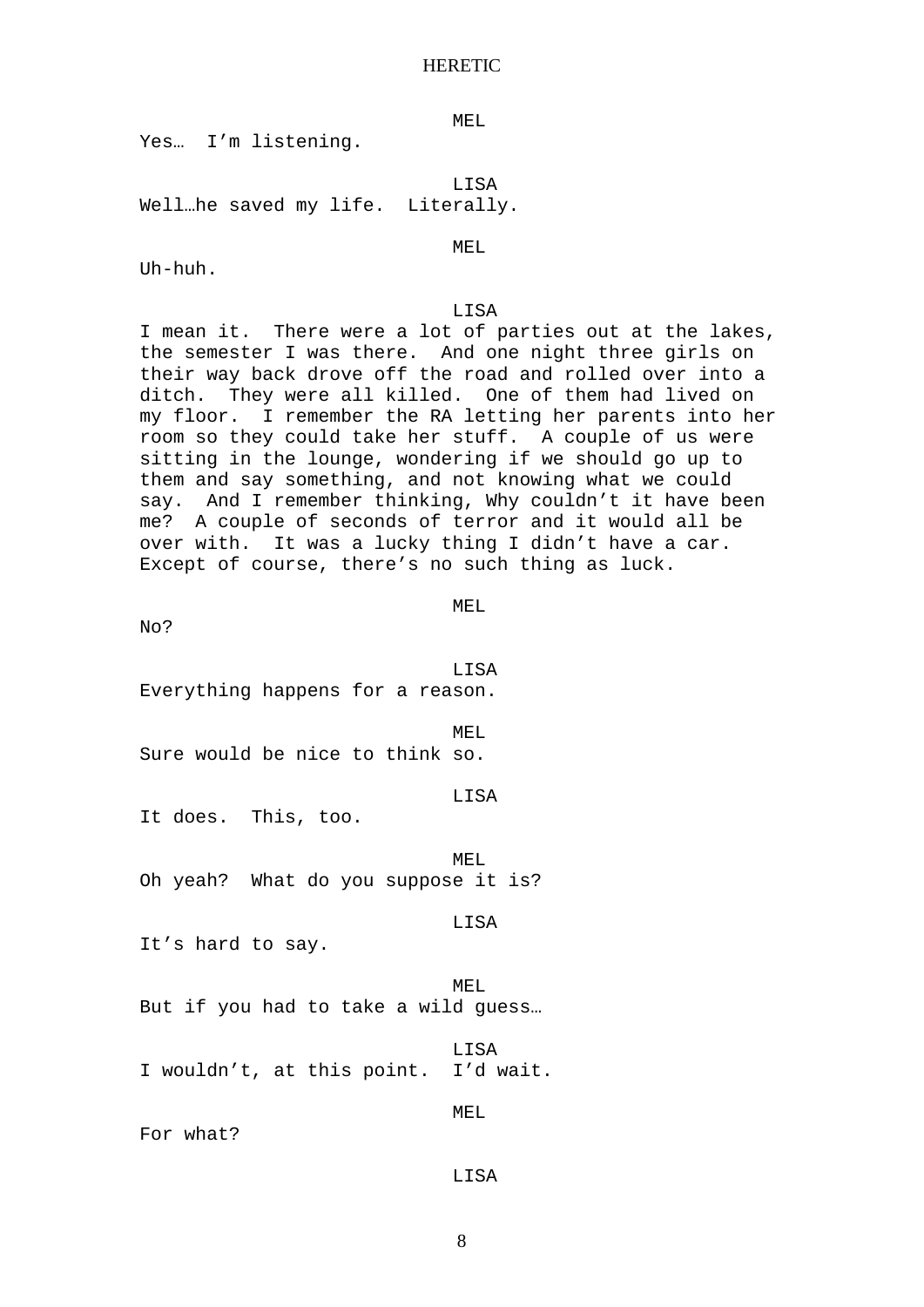MEL

Yes… I'm listening.

LISA

Well…he saved my life. Literally.

MEL

Uh-huh.

LISA

I mean it. There were a lot of parties out at the lakes, the semester I was there. And one night three girls on their way back drove off the road and rolled over into a ditch. They were all killed. One of them had lived on my floor. I remember the RA letting her parents into her room so they could take her stuff. A couple of us were sitting in the lounge, wondering if we should go up to them and say something, and not knowing what we could say. And I remember thinking, Why couldn't it have been me? A couple of seconds of terror and it would all be over with. It was a lucky thing I didn't have a car. Except of course, there's no such thing as luck.

MEL

No?

LISA

Everything happens for a reason.

MEL

Sure would be nice to think so.

LISA

It does. This, too.

MEL

Oh yeah? What do you suppose it is?

LISA

It's hard to say.

MEL

But if you had to take a wild guess…

LISA

I wouldn't, at this point. I'd wait.

MEL

For what?

LISA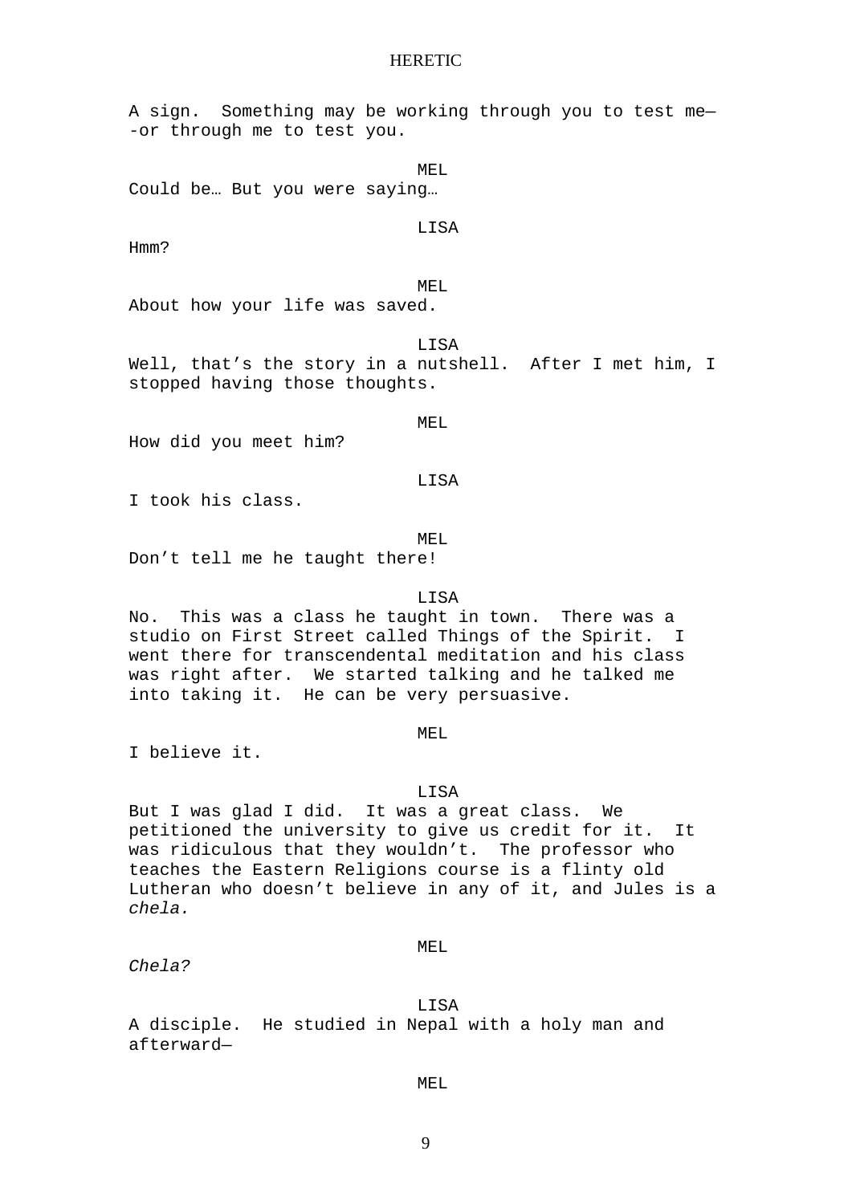A sign. Something may be working through you to test me—-or through me to test you.

MEL

Could be… But you were saying…

LISA

Hmm?

MEL

About how your life was saved.

LISA

Well, that's the story in a nutshell. After I met him, I stopped having those thoughts.

MEL

How did you meet him?

LISA

I took his class.

MEL

Don't tell me he taught there!

LISA

No. This was a class he taught in town. There was a studio on First Street called Things of the Spirit. I went there for transcendental meditation and his class was right after. We started talking and he talked me into taking it. He can be very persuasive.

MEL

I believe it.

LISA

But I was glad I did. It was a great class. We petitioned the university to give us credit for it. It was ridiculous that they wouldn't. The professor who teaches the Eastern Religions course is a flinty old Lutheran who doesn't believe in any of it, and Jules is a *chela.*

MEL

*Chela?*

LISA

A disciple. He studied in Nepal with a holy man and afterward—

MEL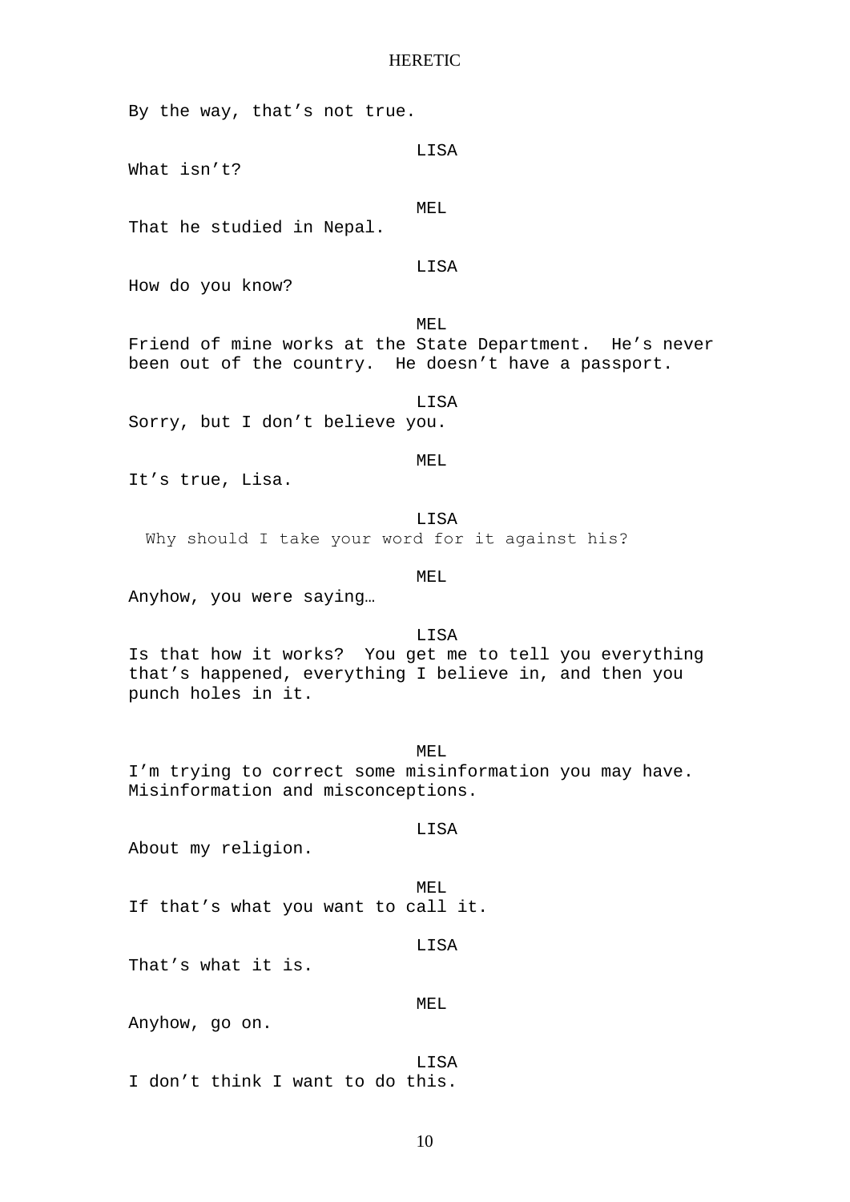By the way, that's not true.

LISA

What isn't?

MEL

That he studied in Nepal.

LISA

How do you know?

MEL

Friend of mine works at the State Department.  He's never been out of the country.  He doesn't have a passport.

LISA

Sorry, but I don't believe you.

MEL

It's true, Lisa.

LISA

Why should I take your word for it against his?

MEL

Anyhow, you were saying…

LISA

Is that how it works?  You get me to tell you everything that's happened, everything I believe in, and then you punch holes in it.

MEL

I'm trying to correct some misinformation you may have. Misinformation and misconceptions.

LISA

About my religion.

MEL

If that's what you want to call it.

LISA

That's what it is.

MEL

Anyhow, go on.

LISA

I don't think I want to do this.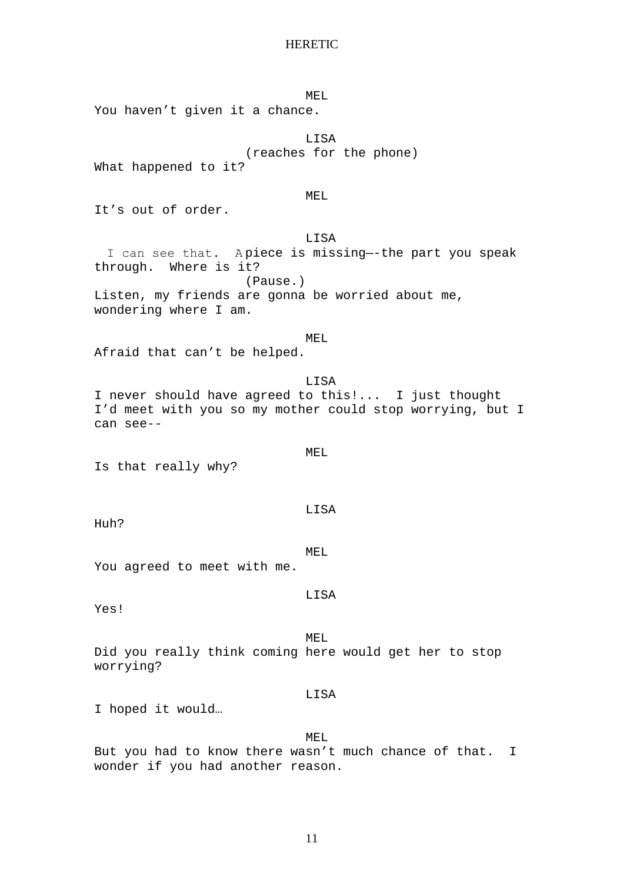MEL

You haven't given it a chance.

LISA

(reaches for the phone)

What happened to it?

MEL

It's out of order.

LISA

I can see that. A piece is missing—-the part you speak through. Where is it?

(Pause.)

Listen, my friends are gonna be worried about me, wondering where I am.

MEL

Afraid that can't be helped.

LISA

I never should have agreed to this!... I just thought I'd meet with you so my mother could stop worrying, but I can see--

MEL

Is that really why?

LISA

Huh?

MEL

You agreed to meet with me.

LISA

Yes!

MEL

Did you really think coming here would get her to stop worrying?

LISA

I hoped it would…

MEL

But you had to know there wasn't much chance of that. I wonder if you had another reason.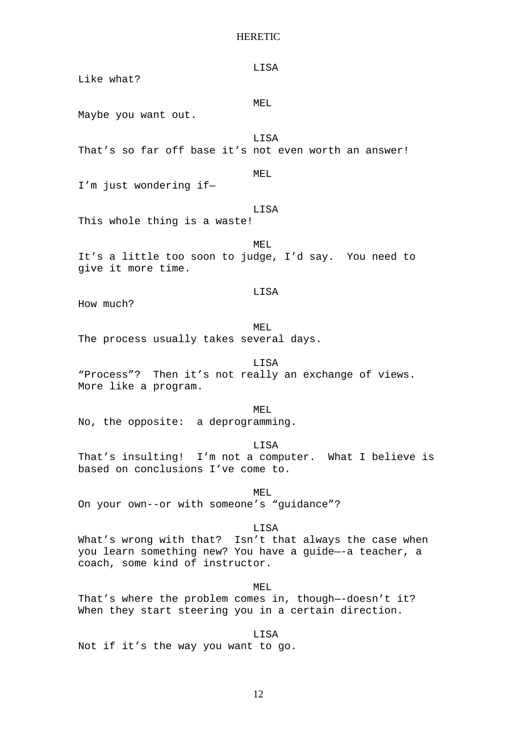LISA

Like what?

MEL

Maybe you want out.

LISA

That's so far off base it's not even worth an answer!

MEL

I'm just wondering if—

LISA

This whole thing is a waste!

MEL

It's a little too soon to judge, I'd say. You need to give it more time.

LISA

How much?

MEL

The process usually takes several days.

LISA

"Process"? Then it's not really an exchange of views. More like a program.

MEL

No, the opposite: a deprogramming.

LISA

That's insulting! I'm not a computer. What I believe is based on conclusions I've come to.

MEL

On your own--or with someone's "guidance"?

LISA

What's wrong with that? Isn't that always the case when you learn something new? You have a guide—-a teacher, a coach, some kind of instructor.

MEL

That's where the problem comes in, though—-doesn't it? When they start steering you in a certain direction.

LISA

Not if it's the way you want to go.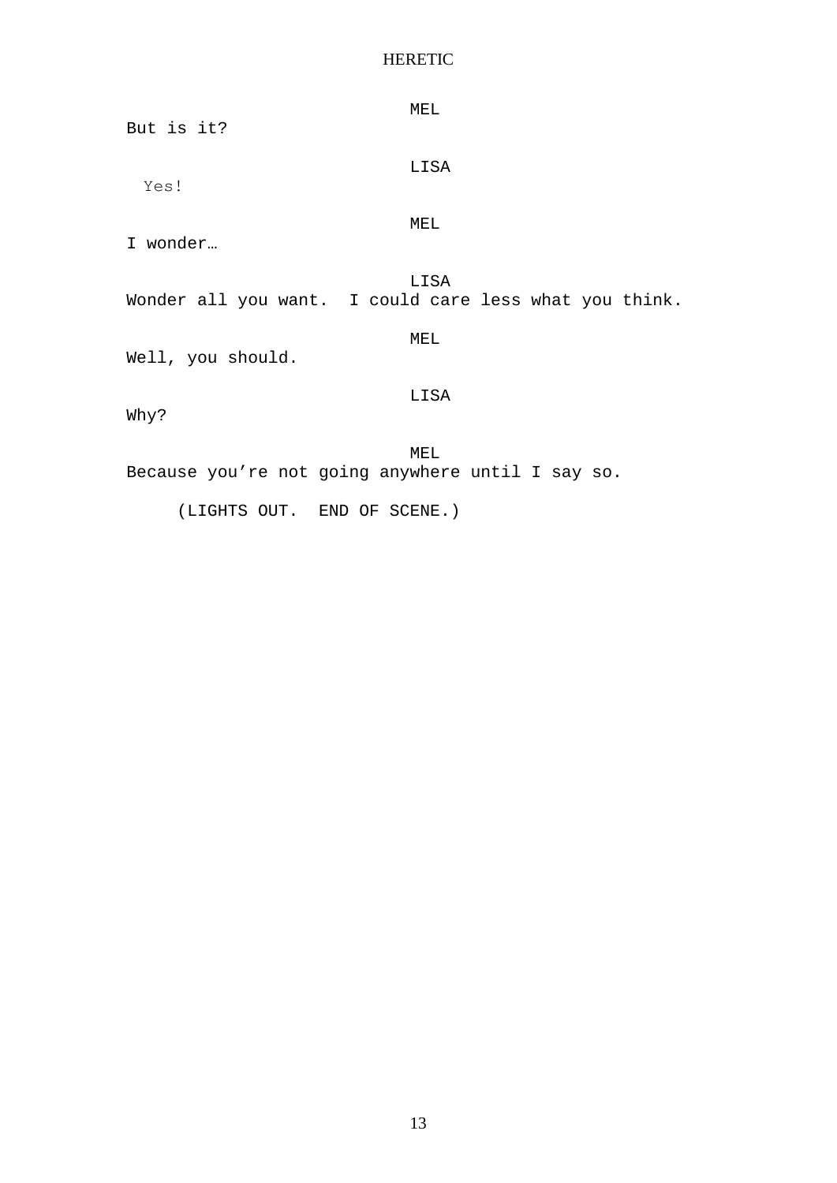MEL

But is it?

LISA

Yes!

MEL

I wonder…

LISA

Wonder all you want. I could care less what you think.

MEL

Well, you should.

LISA

Why?

MEL

Because you're not going anywhere until I say so.

(LIGHTS OUT. END OF SCENE.)